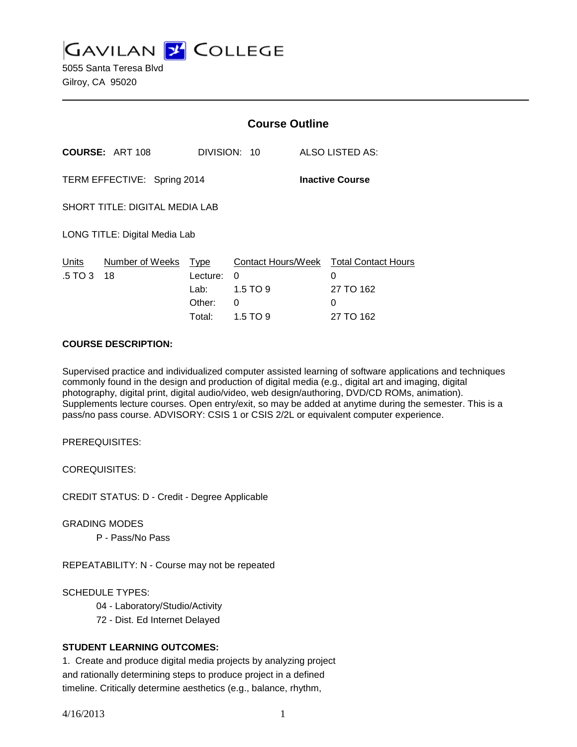# GAVILAN COLLEGE

5055 Santa Teresa Blvd
Gilroy, CA 95020

---

## Course Outline

**COURSE:** ART 108 DIVISION: 10 ALSO LISTED AS:

TERM EFFECTIVE: Spring 2014 **Inactive Course**

SHORT TITLE: DIGITAL MEDIA LAB

LONG TITLE: Digital Media Lab

| Units | Number of Weeks | Type | Contact Hours/Week | Total Contact Hours |
|---|---|---|---|---|
| .5 TO 3 | 18 | Lecture: | 0 | 0 |
| | | Lab: | 1.5 TO 9 | 27 TO 162 |
| | | Other: | 0 | 0 |
| | | Total: | 1.5 TO 9 | 27 TO 162 |

**COURSE DESCRIPTION:**

Supervised practice and individualized computer assisted learning of software applications and techniques commonly found in the design and production of digital media (e.g., digital art and imaging, digital photography, digital print, digital audio/video, web design/authoring, DVD/CD ROMs, animation). Supplements lecture courses. Open entry/exit, so may be added at anytime during the semester. This is a pass/no pass course. ADVISORY: CSIS 1 or CSIS 2/2L or equivalent computer experience.

PREREQUISITES:

COREQUISITES:

CREDIT STATUS: D - Credit - Degree Applicable

GRADING MODES

P - Pass/No Pass

REPEATABILITY: N - Course may not be repeated

SCHEDULE TYPES:

04 - Laboratory/Studio/Activity

72 - Dist. Ed Internet Delayed

**STUDENT LEARNING OUTCOMES:**

1. Create and produce digital media projects by analyzing project and rationally determining steps to produce project in a defined timeline. Critically determine aesthetics (e.g., balance, rhythm,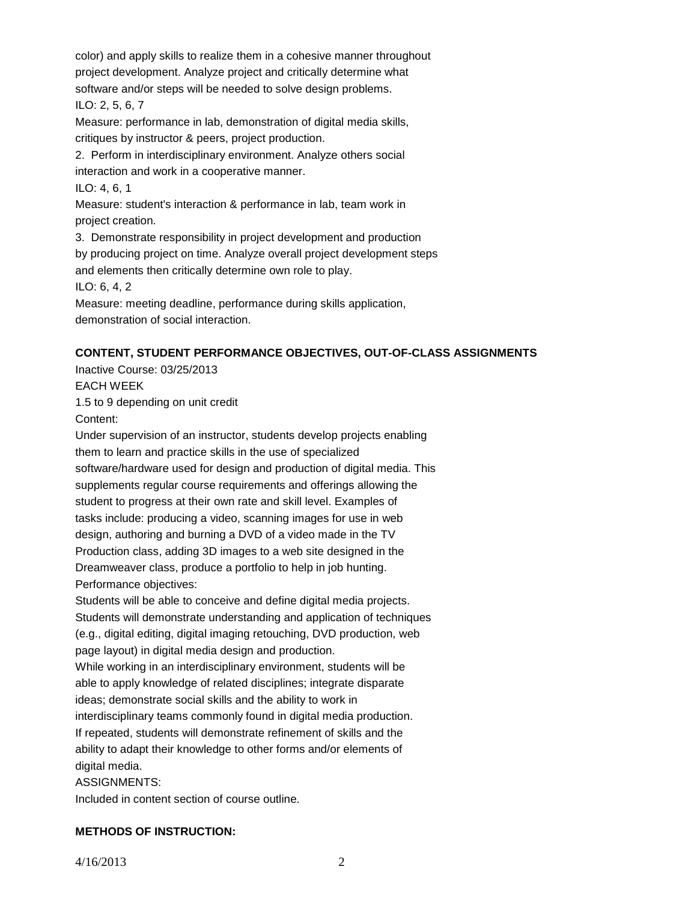color) and apply skills to realize them in a cohesive manner throughout project development. Analyze project and critically determine what software and/or steps will be needed to solve design problems.
ILO: 2, 5, 6, 7
Measure: performance in lab, demonstration of digital media skills, critiques by instructor & peers, project production.

2. Perform in interdisciplinary environment. Analyze others social interaction and work in a cooperative manner.
ILO: 4, 6, 1
Measure: student's interaction & performance in lab, team work in project creation.

3. Demonstrate responsibility in project development and production by producing project on time. Analyze overall project development steps and elements then critically determine own role to play.
ILO: 6, 4, 2
Measure: meeting deadline, performance during skills application, demonstration of social interaction.

**CONTENT, STUDENT PERFORMANCE OBJECTIVES, OUT-OF-CLASS ASSIGNMENTS**

Inactive Course: 03/25/2013
EACH WEEK
1.5 to 9 depending on unit credit
Content:
Under supervision of an instructor, students develop projects enabling them to learn and practice skills in the use of specialized software/hardware used for design and production of digital media. This supplements regular course requirements and offerings allowing the student to progress at their own rate and skill level. Examples of tasks include: producing a video, scanning images for use in web design, authoring and burning a DVD of a video made in the TV Production class, adding 3D images to a web site designed in the Dreamweaver class, produce a portfolio to help in job hunting.
Performance objectives:
Students will be able to conceive and define digital media projects.
Students will demonstrate understanding and application of techniques (e.g., digital editing, digital imaging retouching, DVD production, web page layout) in digital media design and production.
While working in an interdisciplinary environment, students will be able to apply knowledge of related disciplines; integrate disparate ideas; demonstrate social skills and the ability to work in interdisciplinary teams commonly found in digital media production.
If repeated, students will demonstrate refinement of skills and the ability to adapt their knowledge to other forms and/or elements of digital media.
ASSIGNMENTS:
Included in content section of course outline.

**METHODS OF INSTRUCTION:**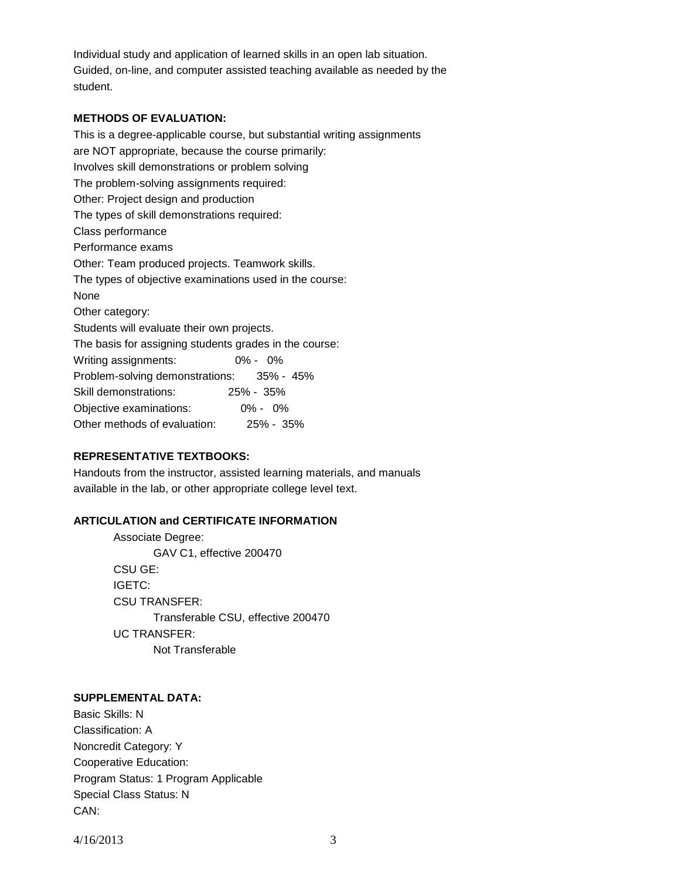Individual study and application of learned skills in an open lab situation. Guided, on-line, and computer assisted teaching available as needed by the student.

**METHODS OF EVALUATION:**

This is a degree-applicable course, but substantial writing assignments are NOT appropriate, because the course primarily:
Involves skill demonstrations or problem solving
The problem-solving assignments required:
Other: Project design and production
The types of skill demonstrations required:
Class performance
Performance exams
Other: Team produced projects. Teamwork skills.
The types of objective examinations used in the course:
None
Other category:
Students will evaluate their own projects.
The basis for assigning students grades in the course:

| | |
|---|---|
| Writing assignments: | 0% - 0% |
| Problem-solving demonstrations: | 35% - 45% |
| Skill demonstrations: | 25% - 35% |
| Objective examinations: | 0% - 0% |
| Other methods of evaluation: | 25% - 35% |

**REPRESENTATIVE TEXTBOOKS:**

Handouts from the instructor, assisted learning materials, and manuals available in the lab, or other appropriate college level text.

**ARTICULATION and CERTIFICATE INFORMATION**

Associate Degree:
GAV C1, effective 200470
CSU GE:
IGETC:
CSU TRANSFER:
Transferable CSU, effective 200470
UC TRANSFER:
Not Transferable

**SUPPLEMENTAL DATA:**

Basic Skills: N
Classification: A
Noncredit Category: Y
Cooperative Education:
Program Status: 1 Program Applicable
Special Class Status: N
CAN: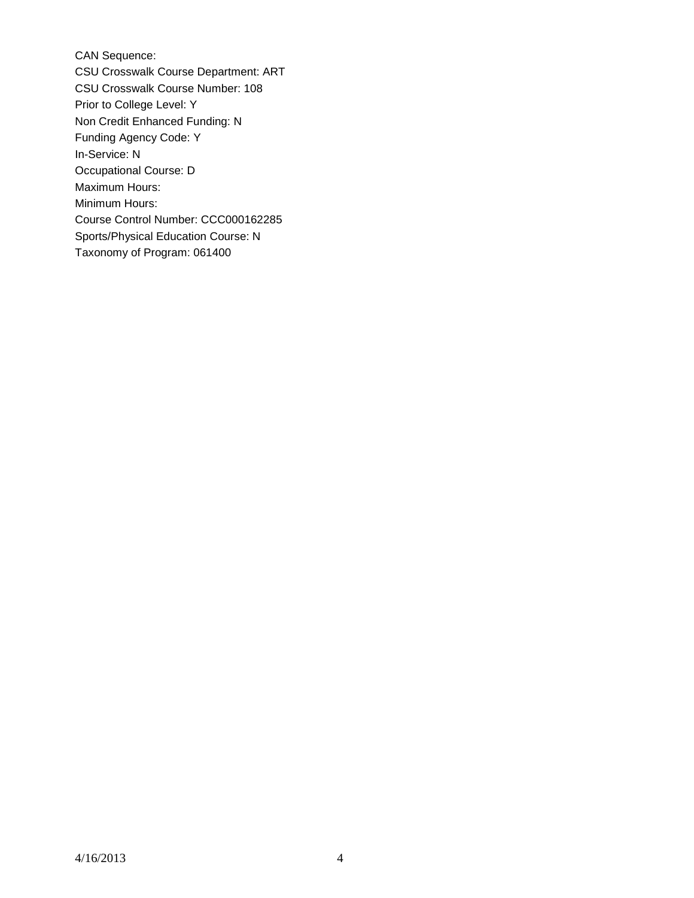CAN Sequence:
CSU Crosswalk Course Department: ART
CSU Crosswalk Course Number: 108
Prior to College Level: Y
Non Credit Enhanced Funding: N
Funding Agency Code: Y
In-Service: N
Occupational Course: D
Maximum Hours:
Minimum Hours:
Course Control Number: CCC000162285
Sports/Physical Education Course: N
Taxonomy of Program: 061400